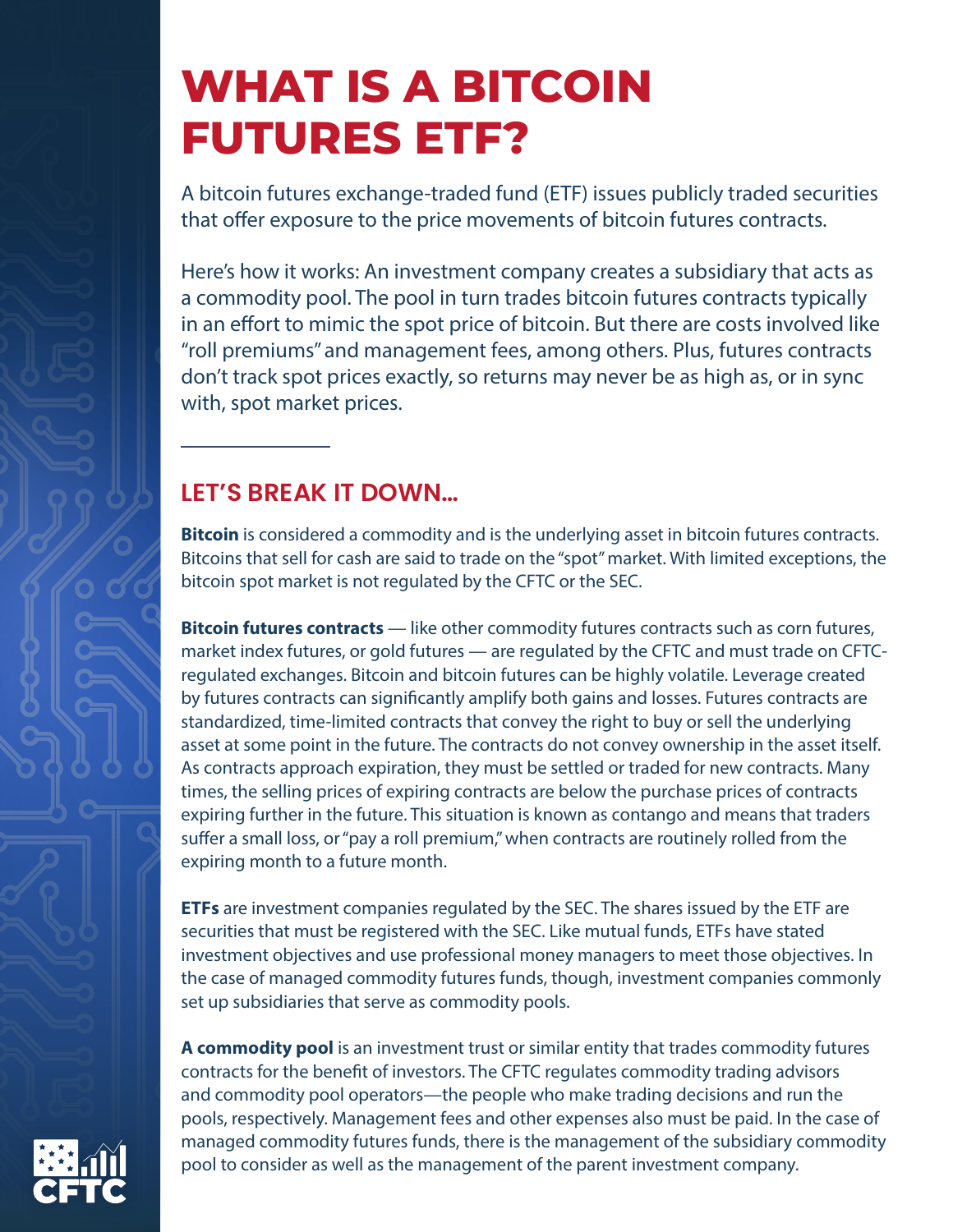# WHAT IS A BITCOIN FUTURES ETF?

A bitcoin futures exchange-traded fund (ETF) issues publicly traded securities that offer exposure to the price movements of bitcoin futures contracts.

Here's how it works: An investment company creates a subsidiary that acts as a commodity pool. The pool in turn trades bitcoin futures contracts typically in an effort to mimic the spot price of bitcoin. But there are costs involved like "roll premiums" and management fees, among others. Plus, futures contracts don't track spot prices exactly, so returns may never be as high as, or in sync with, spot market prices.

## LET'S BREAK IT DOWN...

**Bitcoin** is considered a commodity and is the underlying asset in bitcoin futures contracts. Bitcoins that sell for cash are said to trade on the "spot" market. With limited exceptions, the bitcoin spot market is not regulated by the CFTC or the SEC.

**Bitcoin futures contracts** — like other commodity futures contracts such as corn futures, market index futures, or gold futures — are regulated by the CFTC and must trade on CFTC-regulated exchanges. Bitcoin and bitcoin futures can be highly volatile. Leverage created by futures contracts can significantly amplify both gains and losses. Futures contracts are standardized, time-limited contracts that convey the right to buy or sell the underlying asset at some point in the future. The contracts do not convey ownership in the asset itself. As contracts approach expiration, they must be settled or traded for new contracts. Many times, the selling prices of expiring contracts are below the purchase prices of contracts expiring further in the future. This situation is known as contango and means that traders suffer a small loss, or "pay a roll premium," when contracts are routinely rolled from the expiring month to a future month.

**ETFs** are investment companies regulated by the SEC. The shares issued by the ETF are securities that must be registered with the SEC. Like mutual funds, ETFs have stated investment objectives and use professional money managers to meet those objectives. In the case of managed commodity futures funds, though, investment companies commonly set up subsidiaries that serve as commodity pools.

**A commodity pool** is an investment trust or similar entity that trades commodity futures contracts for the benefit of investors. The CFTC regulates commodity trading advisors and commodity pool operators—the people who make trading decisions and run the pools, respectively. Management fees and other expenses also must be paid. In the case of managed commodity futures funds, there is the management of the subsidiary commodity pool to consider as well as the management of the parent investment company.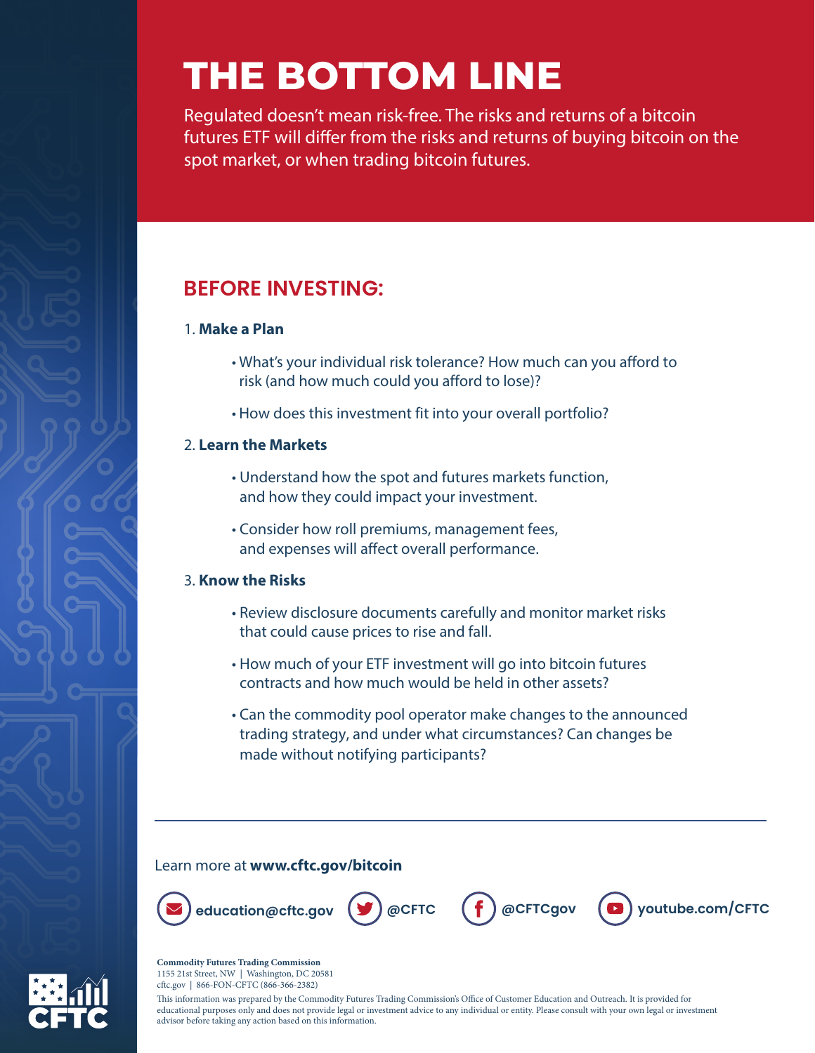# THE BOTTOM LINE

Regulated doesn't mean risk-free. The risks and returns of a bitcoin futures ETF will differ from the risks and returns of buying bitcoin on the spot market, or when trading bitcoin futures.

## BEFORE INVESTING:

1. **Make a Plan**
   - What's your individual risk tolerance? How much can you afford to risk (and how much could you afford to lose)?
   - How does this investment fit into your overall portfolio?
2. **Learn the Markets**
   - Understand how the spot and futures markets function, and how they could impact your investment.
   - Consider how roll premiums, management fees, and expenses will affect overall performance.
3. **Know the Risks**
   - Review disclosure documents carefully and monitor market risks that could cause prices to rise and fall.
   - How much of your ETF investment will go into bitcoin futures contracts and how much would be held in other assets?
   - Can the commodity pool operator make changes to the announced trading strategy, and under what circumstances? Can changes be made without notifying participants?

---

Learn more at **www.cftc.gov/bitcoin**

education@cftc.gov | @CFTC | @CFTCgov | youtube.com/CFTC

**Commodity Futures Trading Commission**
1155 21st Street, NW | Washington, DC 20581
cftc.gov | 866-FON-CFTC (866-366-2382)

This information was prepared by the Commodity Futures Trading Commission's Office of Customer Education and Outreach. It is provided for educational purposes only and does not provide legal or investment advice to any individual or entity. Please consult with your own legal or investment advisor before taking any action based on this information.